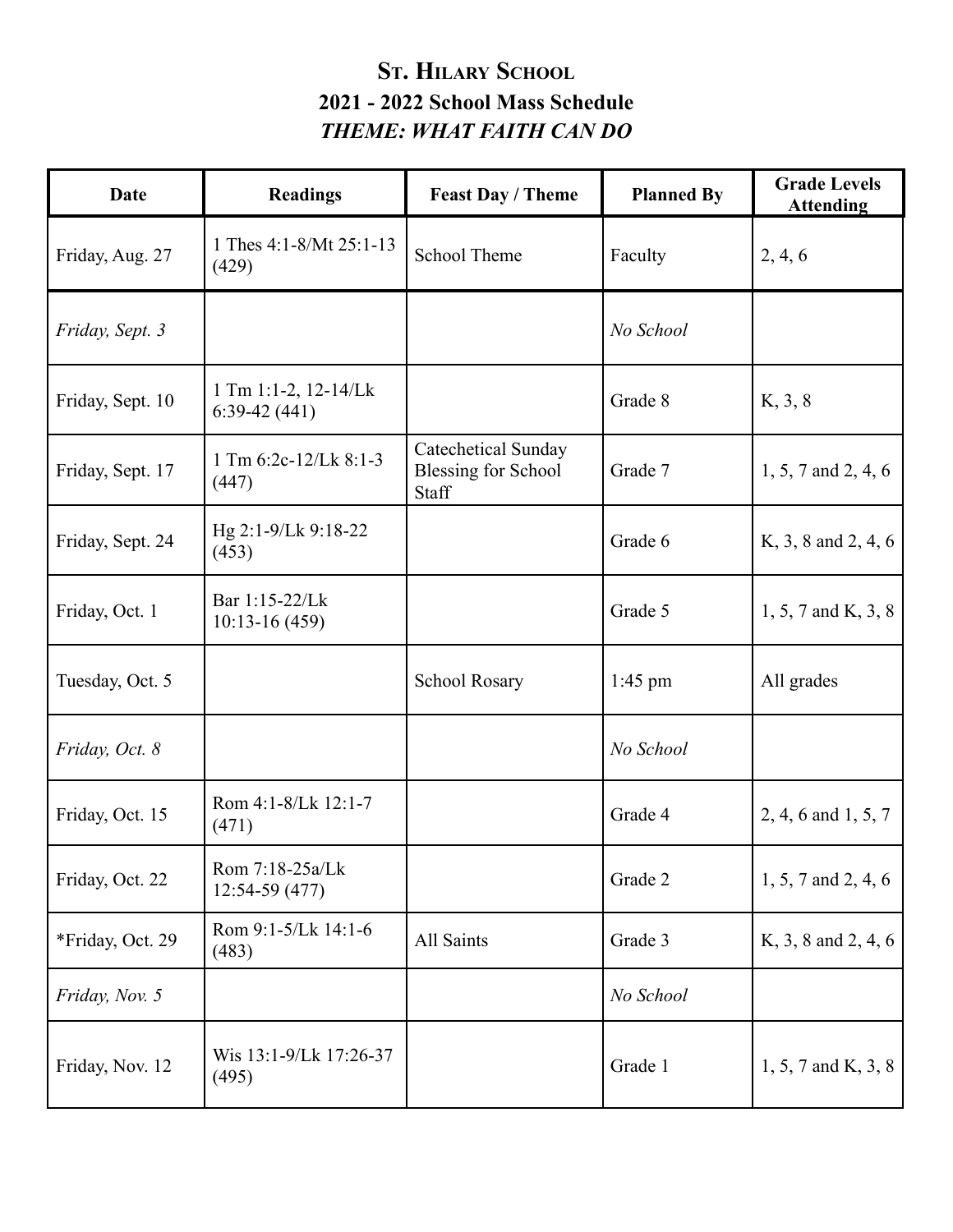# St. Hilary School

## 2021 - 2022 School Mass Schedule

### *THEME: WHAT FAITH CAN DO*

| Date | Readings | Feast Day / Theme | Planned By | Grade Levels Attending |
|---|---|---|---|---|
| Friday, Aug. 27 | 1 Thes 4:1-8/Mt 25:1-13 (429) | School Theme | Faculty | 2, 4, 6 |
| *Friday, Sept. 3* | | | *No School* | |
| Friday, Sept. 10 | 1 Tm 1:1-2, 12-14/Lk 6:39-42 (441) | | Grade 8 | K, 3, 8 |
| Friday, Sept. 17 | 1 Tm 6:2c-12/Lk 8:1-3 (447) | Catechetical Sunday Blessing for School Staff | Grade 7 | 1, 5, 7 and 2, 4, 6 |
| Friday, Sept. 24 | Hg 2:1-9/Lk 9:18-22 (453) | | Grade 6 | K, 3, 8 and 2, 4, 6 |
| Friday, Oct. 1 | Bar 1:15-22/Lk 10:13-16 (459) | | Grade 5 | 1, 5, 7 and K, 3, 8 |
| Tuesday, Oct. 5 | | School Rosary | 1:45 pm | All grades |
| *Friday, Oct. 8* | | | *No School* | |
| Friday, Oct. 15 | Rom 4:1-8/Lk 12:1-7 (471) | | Grade 4 | 2, 4, 6 and 1, 5, 7 |
| Friday, Oct. 22 | Rom 7:18-25a/Lk 12:54-59 (477) | | Grade 2 | 1, 5, 7 and 2, 4, 6 |
| *Friday, Oct. 29 | Rom 9:1-5/Lk 14:1-6 (483) | All Saints | Grade 3 | K, 3, 8 and 2, 4, 6 |
| *Friday, Nov. 5* | | | *No School* | |
| Friday, Nov. 12 | Wis 13:1-9/Lk 17:26-37 (495) | | Grade 1 | 1, 5, 7 and K, 3, 8 |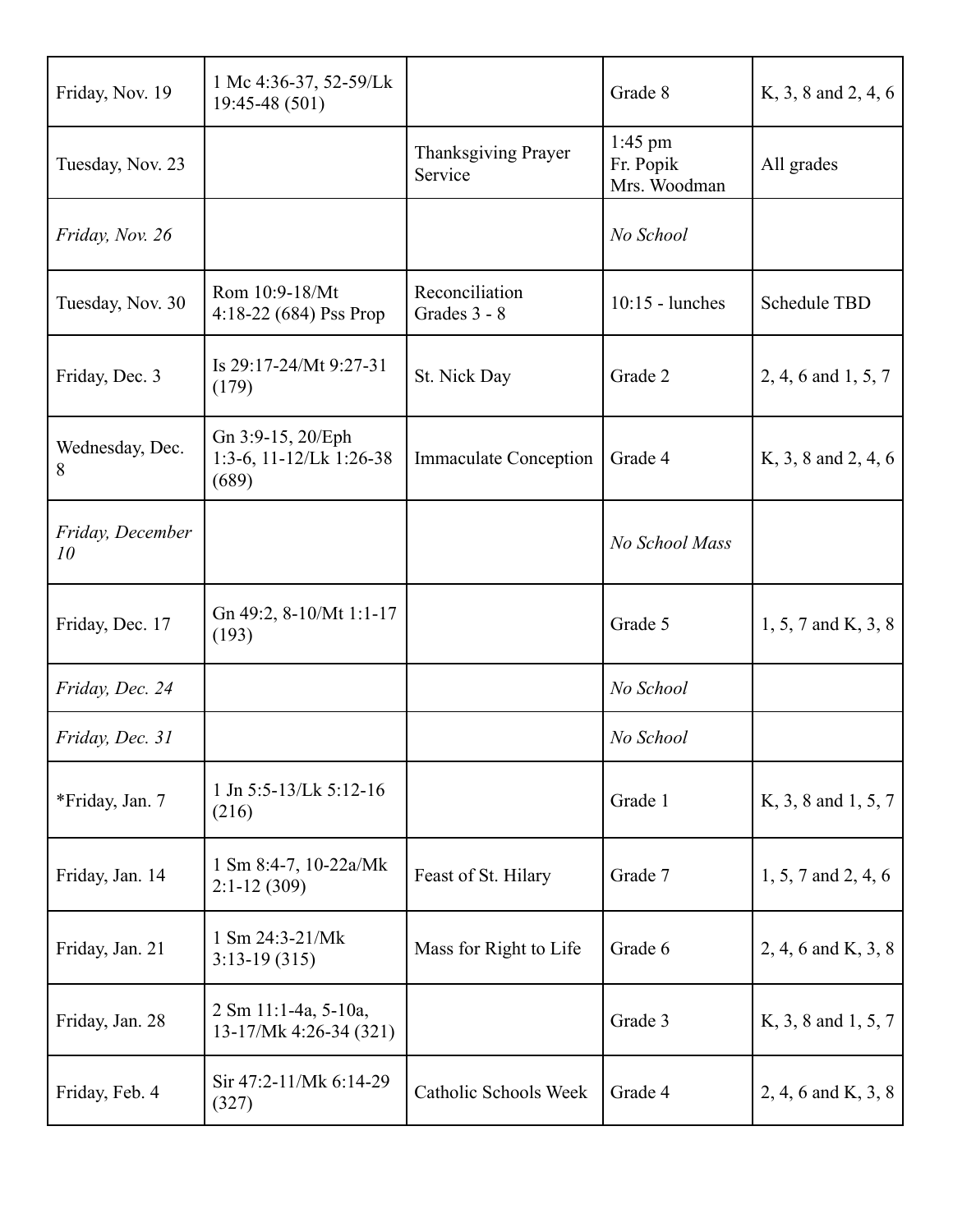| | | | | |
|---|---|---|---|---|
| Friday, Nov. 19 | 1 Mc 4:36-37, 52-59/Lk 19:45-48 (501) | | Grade 8 | K, 3, 8 and 2, 4, 6 |
| Tuesday, Nov. 23 | | Thanksgiving Prayer Service | 1:45 pm Fr. Popik Mrs. Woodman | All grades |
| *Friday, Nov. 26* | | | *No School* | |
| Tuesday, Nov. 30 | Rom 10:9-18/Mt 4:18-22 (684) Pss Prop | Reconciliation Grades 3 - 8 | 10:15 - lunches | Schedule TBD |
| Friday, Dec. 3 | Is 29:17-24/Mt 9:27-31 (179) | St. Nick Day | Grade 2 | 2, 4, 6 and 1, 5, 7 |
| Wednesday, Dec. 8 | Gn 3:9-15, 20/Eph 1:3-6, 11-12/Lk 1:26-38 (689) | Immaculate Conception | Grade 4 | K, 3, 8 and 2, 4, 6 |
| *Friday, December 10* | | | *No School Mass* | |
| Friday, Dec. 17 | Gn 49:2, 8-10/Mt 1:1-17 (193) | | Grade 5 | 1, 5, 7 and K, 3, 8 |
| *Friday, Dec. 24* | | | *No School* | |
| *Friday, Dec. 31* | | | *No School* | |
| *Friday, Jan. 7 | 1 Jn 5:5-13/Lk 5:12-16 (216) | | Grade 1 | K, 3, 8 and 1, 5, 7 |
| Friday, Jan. 14 | 1 Sm 8:4-7, 10-22a/Mk 2:1-12 (309) | Feast of St. Hilary | Grade 7 | 1, 5, 7 and 2, 4, 6 |
| Friday, Jan. 21 | 1 Sm 24:3-21/Mk 3:13-19 (315) | Mass for Right to Life | Grade 6 | 2, 4, 6 and K, 3, 8 |
| Friday, Jan. 28 | 2 Sm 11:1-4a, 5-10a, 13-17/Mk 4:26-34 (321) | | Grade 3 | K, 3, 8 and 1, 5, 7 |
| Friday, Feb. 4 | Sir 47:2-11/Mk 6:14-29 (327) | Catholic Schools Week | Grade 4 | 2, 4, 6 and K, 3, 8 |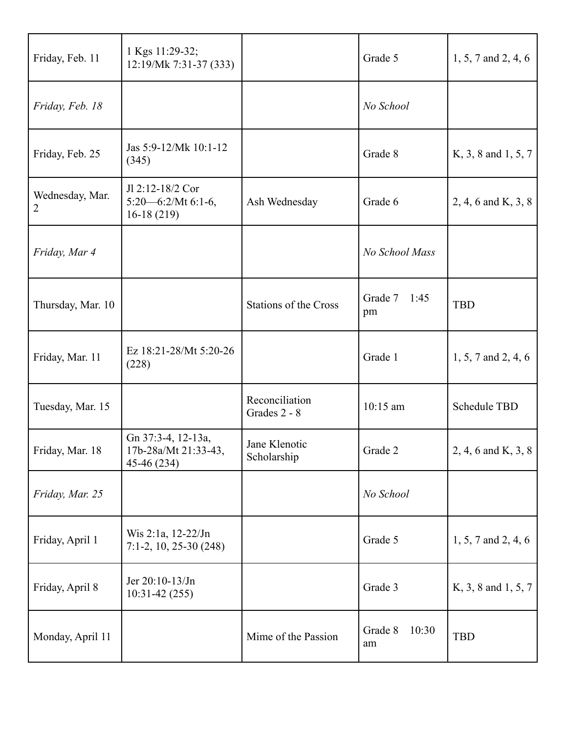| | | | | |
|---|---|---|---|---|
| Friday, Feb. 11 | 1 Kgs 11:29-32; 12:19/Mk 7:31-37 (333) | | Grade 5 | 1, 5, 7 and 2, 4, 6 |
| *Friday, Feb. 18* | | | *No School* | |
| Friday, Feb. 25 | Jas 5:9-12/Mk 10:1-12 (345) | | Grade 8 | K, 3, 8 and 1, 5, 7 |
| Wednesday, Mar. 2 | Jl 2:12-18/2 Cor 5:20—6:2/Mt 6:1-6, 16-18 (219) | Ash Wednesday | Grade 6 | 2, 4, 6 and K, 3, 8 |
| *Friday, Mar 4* | | | *No School Mass* | |
| Thursday, Mar. 10 | | Stations of the Cross | Grade 7 1:45 pm | TBD |
| Friday, Mar. 11 | Ez 18:21-28/Mt 5:20-26 (228) | | Grade 1 | 1, 5, 7 and 2, 4, 6 |
| Tuesday, Mar. 15 | | Reconciliation Grades 2 - 8 | 10:15 am | Schedule TBD |
| Friday, Mar. 18 | Gn 37:3-4, 12-13a, 17b-28a/Mt 21:33-43, 45-46 (234) | Jane Klenotic Scholarship | Grade 2 | 2, 4, 6 and K, 3, 8 |
| *Friday, Mar. 25* | | | *No School* | |
| Friday, April 1 | Wis 2:1a, 12-22/Jn 7:1-2, 10, 25-30 (248) | | Grade 5 | 1, 5, 7 and 2, 4, 6 |
| Friday, April 8 | Jer 20:10-13/Jn 10:31-42 (255) | | Grade 3 | K, 3, 8 and 1, 5, 7 |
| Monday, April 11 | | Mime of the Passion | Grade 8 10:30 am | TBD |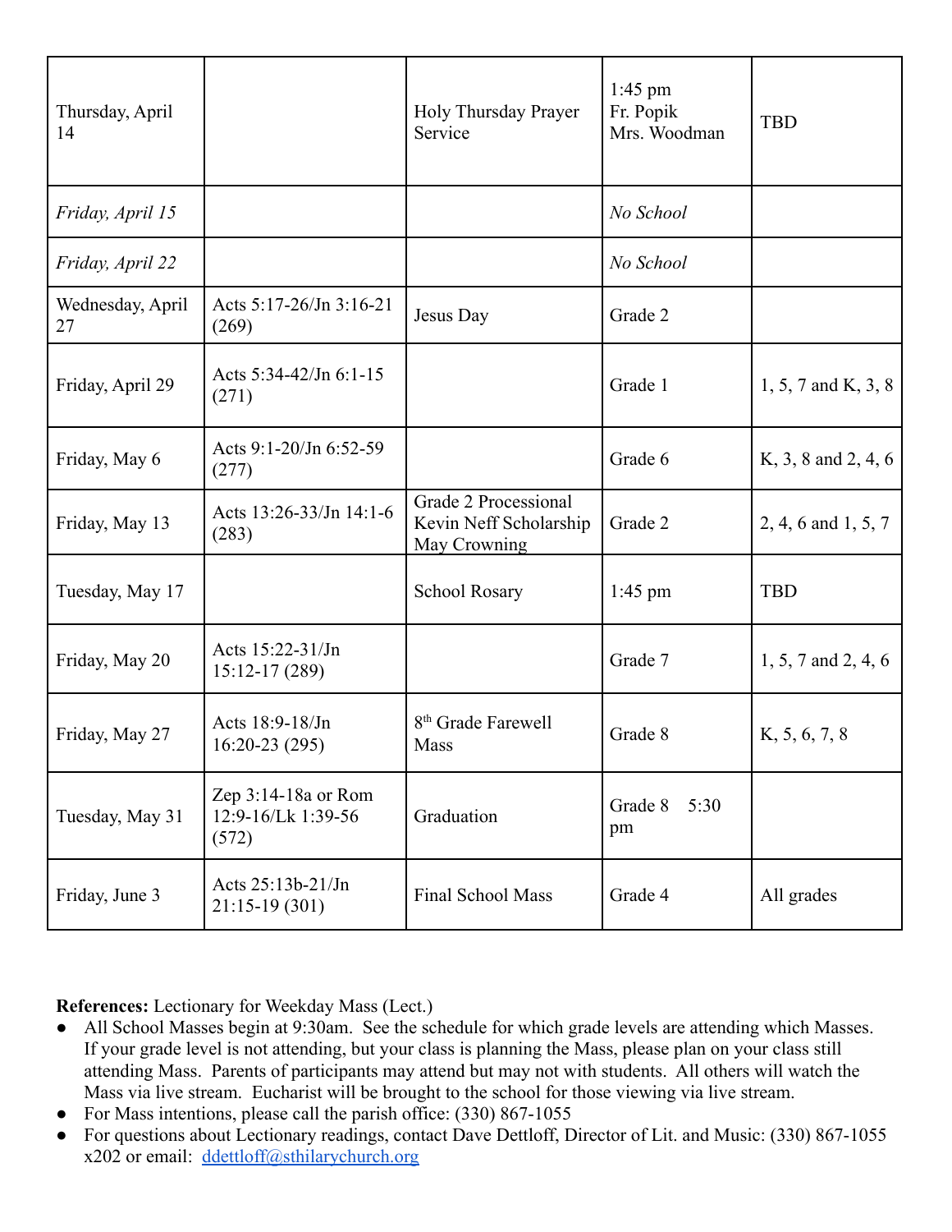| | | | | |
|---|---|---|---|---|
| Thursday, April 14 | | Holy Thursday Prayer Service | 1:45 pm<br>Fr. Popik<br>Mrs. Woodman | TBD |
| *Friday, April 15* | | | *No School* | |
| *Friday, April 22* | | | *No School* | |
| Wednesday, April 27 | Acts 5:17-26/Jn 3:16-21 (269) | Jesus Day | Grade 2 | |
| Friday, April 29 | Acts 5:34-42/Jn 6:1-15 (271) | | Grade 1 | 1, 5, 7 and K, 3, 8 |
| Friday, May 6 | Acts 9:1-20/Jn 6:52-59 (277) | | Grade 6 | K, 3, 8 and 2, 4, 6 |
| Friday, May 13 | Acts 13:26-33/Jn 14:1-6 (283) | Grade 2 Processional<br>Kevin Neff Scholarship<br>May Crowning | Grade 2 | 2, 4, 6 and 1, 5, 7 |
| Tuesday, May 17 | | School Rosary | 1:45 pm | TBD |
| Friday, May 20 | Acts 15:22-31/Jn 15:12-17 (289) | | Grade 7 | 1, 5, 7 and 2, 4, 6 |
| Friday, May 27 | Acts 18:9-18/Jn 16:20-23 (295) | 8th Grade Farewell Mass | Grade 8 | K, 5, 6, 7, 8 |
| Tuesday, May 31 | Zep 3:14-18a or Rom 12:9-16/Lk 1:39-56 (572) | Graduation | Grade 8 5:30 pm | |
| Friday, June 3 | Acts 25:13b-21/Jn 21:15-19 (301) | Final School Mass | Grade 4 | All grades |

**References:** Lectionary for Weekday Mass (Lect.)

- All School Masses begin at 9:30am. See the schedule for which grade levels are attending which Masses. If your grade level is not attending, but your class is planning the Mass, please plan on your class still attending Mass. Parents of participants may attend but may not with students. All others will watch the Mass via live stream. Eucharist will be brought to the school for those viewing via live stream.
- For Mass intentions, please call the parish office: (330) 867-1055
- For questions about Lectionary readings, contact Dave Dettloff, Director of Lit. and Music: (330) 867-1055 x202 or email: ddettloff@sthilarychurch.org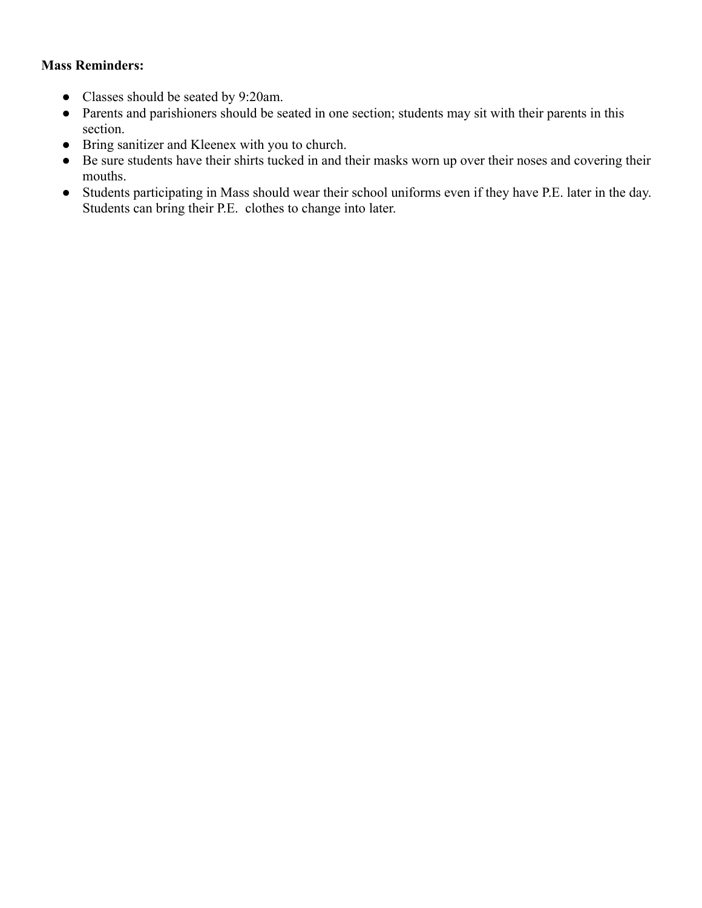**Mass Reminders:**

- Classes should be seated by 9:20am.
- Parents and parishioners should be seated in one section; students may sit with their parents in this section.
- Bring sanitizer and Kleenex with you to church.
- Be sure students have their shirts tucked in and their masks worn up over their noses and covering their mouths.
- Students participating in Mass should wear their school uniforms even if they have P.E. later in the day. Students can bring their P.E. clothes to change into later.